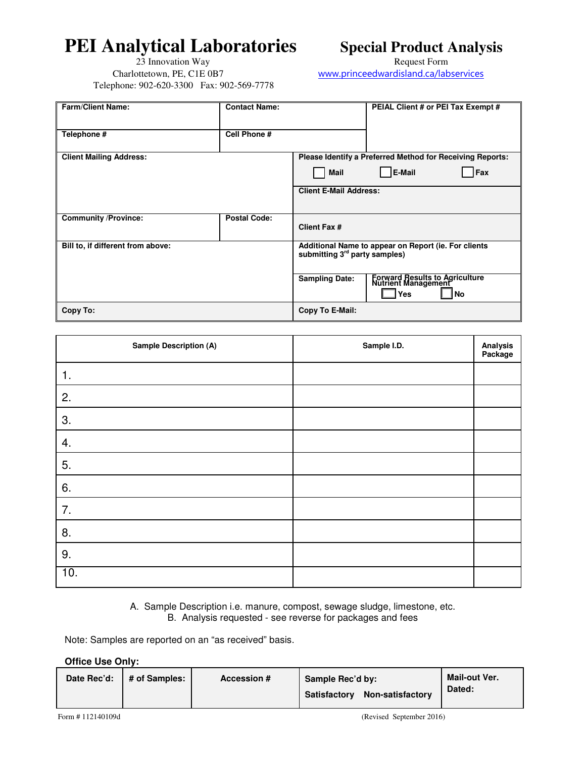# PEI Analytical Laboratories

23 Innovation Way
Charlottetown, PE, C1E 0B7
Telephone: 902-620-3300 Fax: 902-569-7778

# Special Product Analysis

Request Form
www.princeedwardisland.ca/labservices

| Farm/Client Name: | Contact Name: | PEIAL Client # or PEI Tax Exempt # |
|---|---|---|
| **Telephone #** | **Cell Phone #** | |
| **Client Mailing Address:** | | **Please Identify a Preferred Method for Receiving Reports:** ☐ Mail ☐ E-Mail ☐ Fax |
| | | **Client E-Mail Address:** |
| **Community /Province:** | **Postal Code:** | **Client Fax #** |
| **Bill to, if different from above:** | | **Additional Name to appear on Report (ie. For clients submitting 3rd party samples)** |
| | | **Sampling Date:** / **Forward Results to Agriculture Nutrient Management** ☐ Yes ☐ No |
| **Copy To:** | | **Copy To E-Mail:** |

| Sample Description (A) | Sample I.D. | Analysis Package |
|---|---|---|
| 1. | | |
| 2. | | |
| 3. | | |
| 4. | | |
| 5. | | |
| 6. | | |
| 7. | | |
| 8. | | |
| 9. | | |
| 10. | | |

A. Sample Description i.e. manure, compost, sewage sludge, limestone, etc.
B. Analysis requested - see reverse for packages and fees

Note: Samples are reported on an "as received" basis.

**Office Use Only:**

| Date Rec'd: | # of Samples: | Accession # | Sample Rec'd by: Satisfactory Non-satisfactory | Mail-out Ver. Dated: |
|---|---|---|---|---|
| | | | | |

Form # 112140109d (Revised September 2016)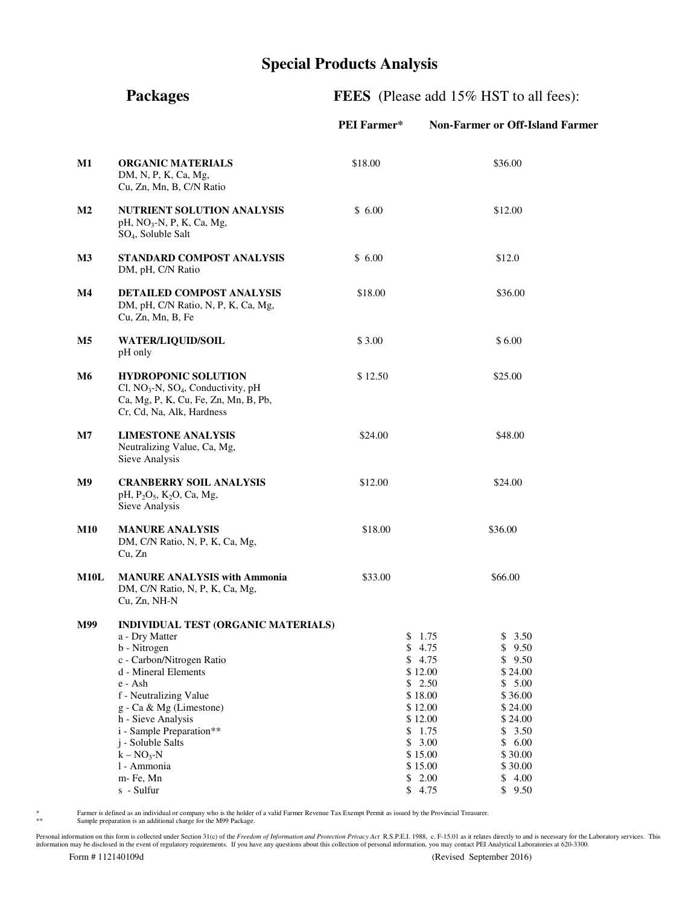# Special Products Analysis

| Packages | | FEES (Please add 15% HST to all fees): PEI Farmer* | Non-Farmer or Off-Island Farmer |
|---|---|---|---|
| **M1** | **ORGANIC MATERIALS**<br>DM, N, P, K, Ca, Mg,<br>Cu, Zn, Mn, B, C/N Ratio | $18.00 | $36.00 |
| **M2** | **NUTRIENT SOLUTION ANALYSIS**<br>pH, $NO_3$-N, P, K, Ca, Mg,<br>$SO_4$, Soluble Salt | $ 6.00 | $12.00 |
| **M3** | **STANDARD COMPOST ANALYSIS**<br>DM, pH, C/N Ratio | $ 6.00 | $12.0 |
| **M4** | **DETAILED COMPOST ANALYSIS**<br>DM, pH, C/N Ratio, N, P, K, Ca, Mg,<br>Cu, Zn, Mn, B, Fe | $18.00 | $36.00 |
| **M5** | **WATER/LIQUID/SOIL**<br>pH only | $ 3.00 | $ 6.00 |
| **M6** | **HYDROPONIC SOLUTION**<br>Cl, $NO_3$-N, $SO_4$, Conductivity, pH<br>Ca, Mg, P, K, Cu, Fe, Zn, Mn, B, Pb,<br>Cr, Cd, Na, Alk, Hardness | $ 12.50 | $25.00 |
| **M7** | **LIMESTONE ANALYSIS**<br>Neutralizing Value, Ca, Mg,<br>Sieve Analysis | $24.00 | $48.00 |
| **M9** | **CRANBERRY SOIL ANALYSIS**<br>pH, $P_2O_5$, $K_2O$, Ca, Mg,<br>Sieve Analysis | $12.00 | $24.00 |
| **M10** | **MANURE ANALYSIS**<br>DM, C/N Ratio, N, P, K, Ca, Mg,<br>Cu, Zn | $18.00 | $36.00 |
| **M10L** | **MANURE ANALYSIS with Ammonia**<br>DM, C/N Ratio, N, P, K, Ca, Mg,<br>Cu, Zn, NH-N | $33.00 | $66.00 |
| **M99** | **INDIVIDUAL TEST (ORGANIC MATERIALS)** | | |
| | a - Dry Matter | $ 1.75 | $ 3.50 |
| | b - Nitrogen | $ 4.75 | $ 9.50 |
| | c - Carbon/Nitrogen Ratio | $ 4.75 | $ 9.50 |
| | d - Mineral Elements | $ 12.00 | $ 24.00 |
| | e - Ash | $ 2.50 | $ 5.00 |
| | f - Neutralizing Value | $ 18.00 | $ 36.00 |
| | g - Ca & Mg (Limestone) | $ 12.00 | $ 24.00 |
| | h - Sieve Analysis | $ 12.00 | $ 24.00 |
| | i - Sample Preparation** | $ 1.75 | $ 3.50 |
| | j - Soluble Salts | $ 3.00 | $ 6.00 |
| | k – $NO_3$-N | $ 15.00 | $ 30.00 |
| | l - Ammonia | $ 15.00 | $ 30.00 |
| | m- Fe, Mn | $ 2.00 | $ 4.00 |
| | s - Sulfur | $ 4.75 | $ 9.50 |

\* Farmer is defined as an individual or company who is the holder of a valid Farmer Revenue Tax Exempt Permit as issued by the Provincial Treasurer.

\*\* Sample preparation is an additional charge for the M99 Package.

Personal information on this form is collected under Section 31(c) of the *Freedom of Information and Protection Privacy Act* R.S.P.E.I. 1988, c. F-15.01 as it relates directly to and is necessary for the Laboratory services. This information may be disclosed in the event of regulatory requirements. If you have any questions about this collection of personal information, you may contact PEI Analytical Laboratories at 620-3300.

Form # 112140109d (Revised September 2016)